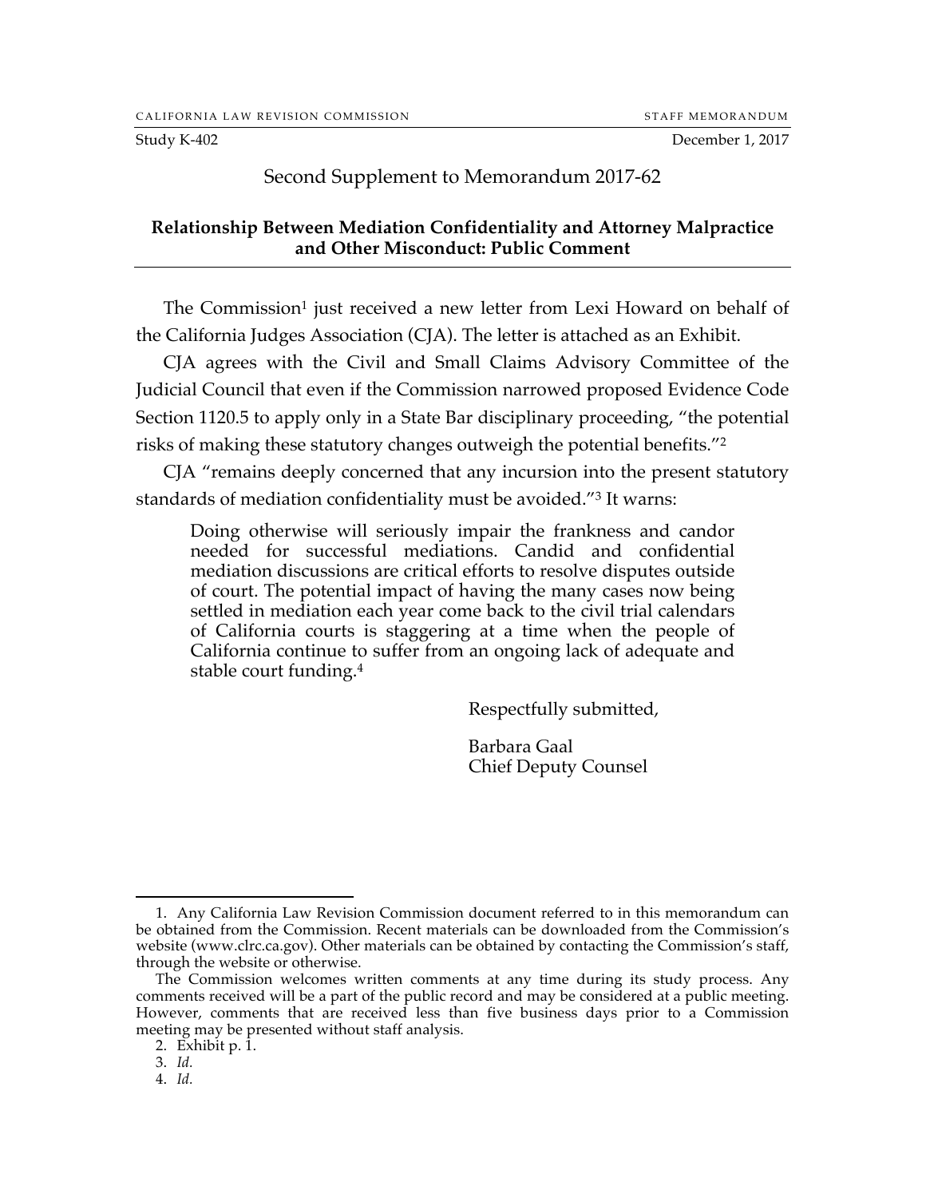CALIFORNIA LAW REVISION COMMISSION STAFF MEMORANDUM

Study K-402 December 1, 2017

## Second Supplement to Memorandum 2017-62

### Relationship Between Mediation Confidentiality and Attorney Malpractice and Other Misconduct: Public Comment

The Commission[1] just received a new letter from Lexi Howard on behalf of the California Judges Association (CJA). The letter is attached as an Exhibit.

CJA agrees with the Civil and Small Claims Advisory Committee of the Judicial Council that even if the Commission narrowed proposed Evidence Code Section 1120.5 to apply only in a State Bar disciplinary proceeding, "the potential risks of making these statutory changes outweigh the potential benefits."[2]

CJA "remains deeply concerned that any incursion into the present statutory standards of mediation confidentiality must be avoided."[3] It warns:

> Doing otherwise will seriously impair the frankness and candor needed for successful mediations. Candid and confidential mediation discussions are critical efforts to resolve disputes outside of court. The potential impact of having the many cases now being settled in mediation each year come back to the civil trial calendars of California courts is staggering at a time when the people of California continue to suffer from an ongoing lack of adequate and stable court funding.[4]

Respectfully submitted,

Barbara Gaal
Chief Deputy Counsel

---

1. Any California Law Revision Commission document referred to in this memorandum can be obtained from the Commission. Recent materials can be downloaded from the Commission's website (www.clrc.ca.gov). Other materials can be obtained by contacting the Commission's staff, through the website or otherwise.

The Commission welcomes written comments at any time during its study process. Any comments received will be a part of the public record and may be considered at a public meeting. However, comments that are received less than five business days prior to a Commission meeting may be presented without staff analysis.

2. Exhibit p. 1.

3. *Id.*

4. *Id.*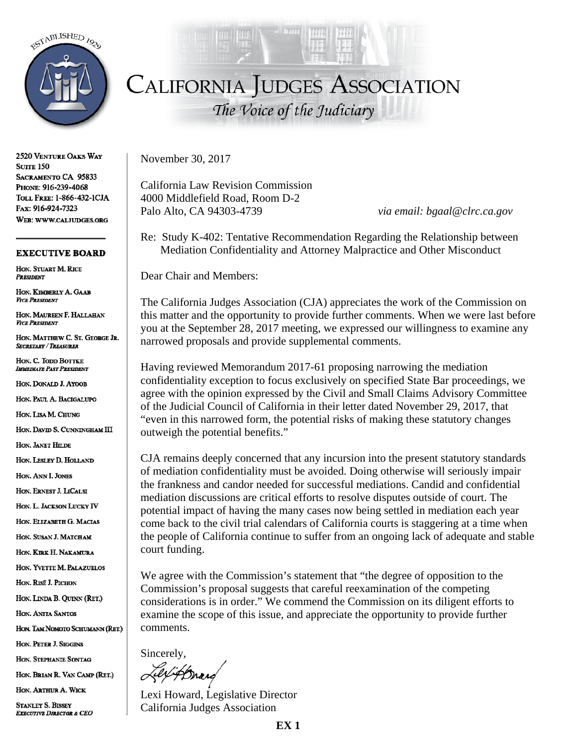# CALIFORNIA JUDGES ASSOCIATION

*The Voice of the Judiciary*

ESTABLISHED 1929

2520 Venture Oaks Way
Suite 150
Sacramento CA 95833
Phone: 916-239-4068
Toll Free: 1-866-432-1CJA
Fax: 916-924-7323
Web: www.caljudges.org

**EXECUTIVE BOARD**

Hon. Stuart M. Rice
*President*

Hon. Kimberly A. Gaab
*Vice President*

Hon. Maureen F. Hallahan
*Vice President*

Hon. Matthew C. St. George Jr.
*Secretary / Treasurer*

Hon. C. Todd Bottke
*Immediate Past President*

Hon. Donald J. Ayoob

Hon. Paul A. Bacigalupo

Hon. Lisa M. Chung

Hon. David S. Cunningham III

Hon. Janet Hilde

Hon. Lesley D. Holland

Hon. Ann I. Jones

Hon. Ernest J. LiCalsi

Hon. L. Jackson Lucky IV

Hon. Elizabeth G. Macias

Hon. Susan J. Matcham

Hon. Kirk H. Nakamura

Hon. Yvette M. Palazuelos

Hon. Risë J. Pichon

Hon. Linda B. Quinn (Ret.)

Hon. Anita Santos

Hon. Tam Nomoto Schumann (Ret.)

Hon. Peter J. Siggins

Hon. Stephanie Sontag

Hon. Brian R. Van Camp (Ret.)

Hon. Arthur A. Wick

Stanley S. Bissey
*Executive Director & CEO*

November 30, 2017

California Law Revision Commission
4000 Middlefield Road, Room D-2
Palo Alto, CA 94303-4739

*via email: bgaal@clrc.ca.gov*

Re: Study K-402: Tentative Recommendation Regarding the Relationship between Mediation Confidentiality and Attorney Malpractice and Other Misconduct

Dear Chair and Members:

The California Judges Association (CJA) appreciates the work of the Commission on this matter and the opportunity to provide further comments. When we were last before you at the September 28, 2017 meeting, we expressed our willingness to examine any narrowed proposals and provide supplemental comments.

Having reviewed Memorandum 2017-61 proposing narrowing the mediation confidentiality exception to focus exclusively on specified State Bar proceedings, we agree with the opinion expressed by the Civil and Small Claims Advisory Committee of the Judicial Council of California in their letter dated November 29, 2017, that "even in this narrowed form, the potential risks of making these statutory changes outweigh the potential benefits."

CJA remains deeply concerned that any incursion into the present statutory standards of mediation confidentiality must be avoided. Doing otherwise will seriously impair the frankness and candor needed for successful mediations. Candid and confidential mediation discussions are critical efforts to resolve disputes outside of court. The potential impact of having the many cases now being settled in mediation each year come back to the civil trial calendars of California courts is staggering at a time when the people of California continue to suffer from an ongoing lack of adequate and stable court funding.

We agree with the Commission's statement that "the degree of opposition to the Commission's proposal suggests that careful reexamination of the competing considerations is in order." We commend the Commission on its diligent efforts to examine the scope of this issue, and appreciate the opportunity to provide further comments.

Sincerely,

Lexi Howard, Legislative Director
California Judges Association

**EX 1**